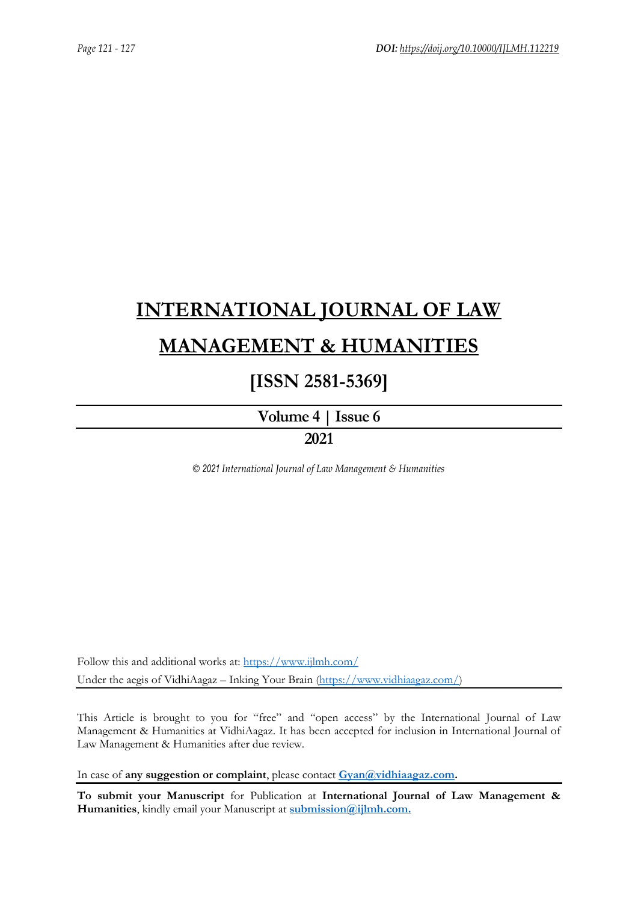# INTERNATIONAL JOURNAL OF LAW MANAGEMENT & HUMANITIES

## [ISSN 2581-5369]

**Volume 4 | Issue 6**

**2021**

*© 2021 International Journal of Law Management & Humanities*

Follow this and additional works at: https://www.ijlmh.com/

Under the aegis of VidhiAagaz – Inking Your Brain (https://www.vidhiaagaz.com/)

This Article is brought to you for "free" and "open access" by the International Journal of Law Management & Humanities at VidhiAagaz. It has been accepted for inclusion in International Journal of Law Management & Humanities after due review.

In case of **any suggestion or complaint**, please contact **Gyan@vidhiaagaz.com.**

**To submit your Manuscript** for Publication at **International Journal of Law Management & Humanities**, kindly email your Manuscript at **submission@ijlmh.com.**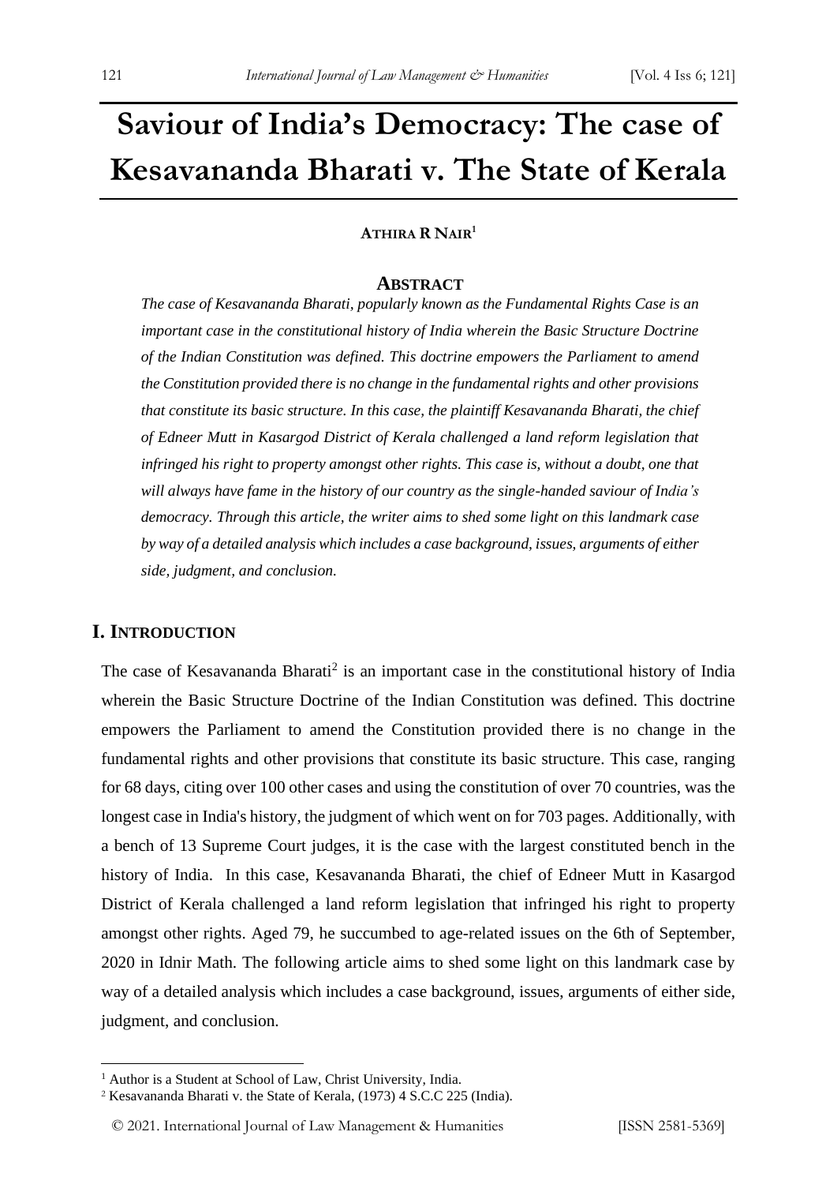# Saviour of India's Democracy: The case of Kesavananda Bharati v. The State of Kerala

**ATHIRA R NAIR**[1]

## ABSTRACT

*The case of Kesavananda Bharati, popularly known as the Fundamental Rights Case is an important case in the constitutional history of India wherein the Basic Structure Doctrine of the Indian Constitution was defined. This doctrine empowers the Parliament to amend the Constitution provided there is no change in the fundamental rights and other provisions that constitute its basic structure. In this case, the plaintiff Kesavananda Bharati, the chief of Edneer Mutt in Kasargod District of Kerala challenged a land reform legislation that infringed his right to property amongst other rights. This case is, without a doubt, one that will always have fame in the history of our country as the single-handed saviour of India's democracy. Through this article, the writer aims to shed some light on this landmark case by way of a detailed analysis which includes a case background, issues, arguments of either side, judgment, and conclusion.*

## I. INTRODUCTION

The case of Kesavananda Bharati[2] is an important case in the constitutional history of India wherein the Basic Structure Doctrine of the Indian Constitution was defined. This doctrine empowers the Parliament to amend the Constitution provided there is no change in the fundamental rights and other provisions that constitute its basic structure. This case, ranging for 68 days, citing over 100 other cases and using the constitution of over 70 countries, was the longest case in India's history, the judgment of which went on for 703 pages. Additionally, with a bench of 13 Supreme Court judges, it is the case with the largest constituted bench in the history of India. In this case, Kesavananda Bharati, the chief of Edneer Mutt in Kasargod District of Kerala challenged a land reform legislation that infringed his right to property amongst other rights. Aged 79, he succumbed to age-related issues on the 6th of September, 2020 in Idnir Math. The following article aims to shed some light on this landmark case by way of a detailed analysis which includes a case background, issues, arguments of either side, judgment, and conclusion.

---

[1] Author is a Student at School of Law, Christ University, India.

[2] Kesavananda Bharati v. the State of Kerala, (1973) 4 S.C.C 225 (India).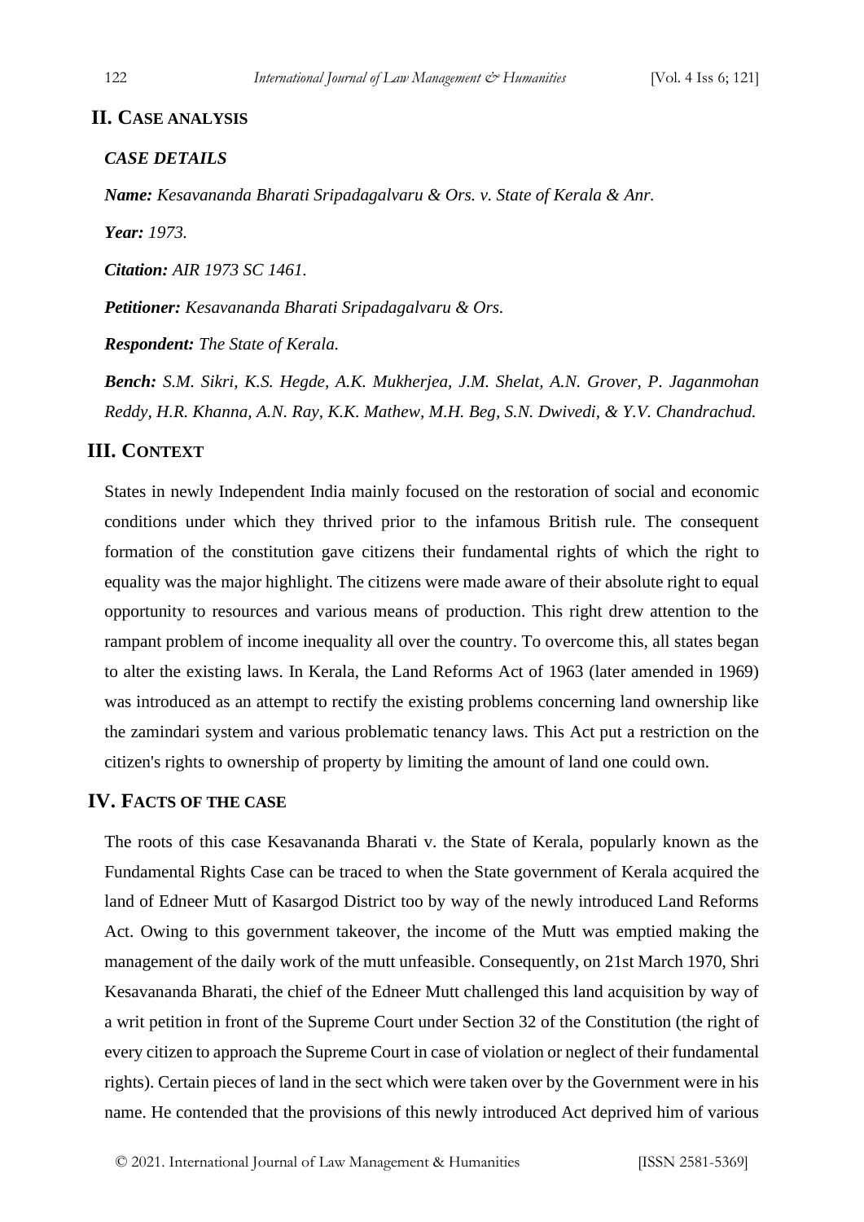## II. Case analysis

### *CASE DETAILS*

***Name:*** *Kesavananda Bharati Sripadagalvaru & Ors. v. State of Kerala & Anr.*

***Year:*** *1973.*

***Citation:*** *AIR 1973 SC 1461.*

***Petitioner:*** *Kesavananda Bharati Sripadagalvaru & Ors.*

***Respondent:*** *The State of Kerala.*

***Bench:*** *S.M. Sikri, K.S. Hegde, A.K. Mukherjea, J.M. Shelat, A.N. Grover, P. Jaganmohan Reddy, H.R. Khanna, A.N. Ray, K.K. Mathew, M.H. Beg, S.N. Dwivedi, & Y.V. Chandrachud.*

## III. Context

States in newly Independent India mainly focused on the restoration of social and economic conditions under which they thrived prior to the infamous British rule. The consequent formation of the constitution gave citizens their fundamental rights of which the right to equality was the major highlight. The citizens were made aware of their absolute right to equal opportunity to resources and various means of production. This right drew attention to the rampant problem of income inequality all over the country. To overcome this, all states began to alter the existing laws. In Kerala, the Land Reforms Act of 1963 (later amended in 1969) was introduced as an attempt to rectify the existing problems concerning land ownership like the zamindari system and various problematic tenancy laws. This Act put a restriction on the citizen's rights to ownership of property by limiting the amount of land one could own.

## IV. Facts of the case

The roots of this case Kesavananda Bharati v. the State of Kerala, popularly known as the Fundamental Rights Case can be traced to when the State government of Kerala acquired the land of Edneer Mutt of Kasargod District too by way of the newly introduced Land Reforms Act. Owing to this government takeover, the income of the Mutt was emptied making the management of the daily work of the mutt unfeasible. Consequently, on 21st March 1970, Shri Kesavananda Bharati, the chief of the Edneer Mutt challenged this land acquisition by way of a writ petition in front of the Supreme Court under Section 32 of the Constitution (the right of every citizen to approach the Supreme Court in case of violation or neglect of their fundamental rights). Certain pieces of land in the sect which were taken over by the Government were in his name. He contended that the provisions of this newly introduced Act deprived him of various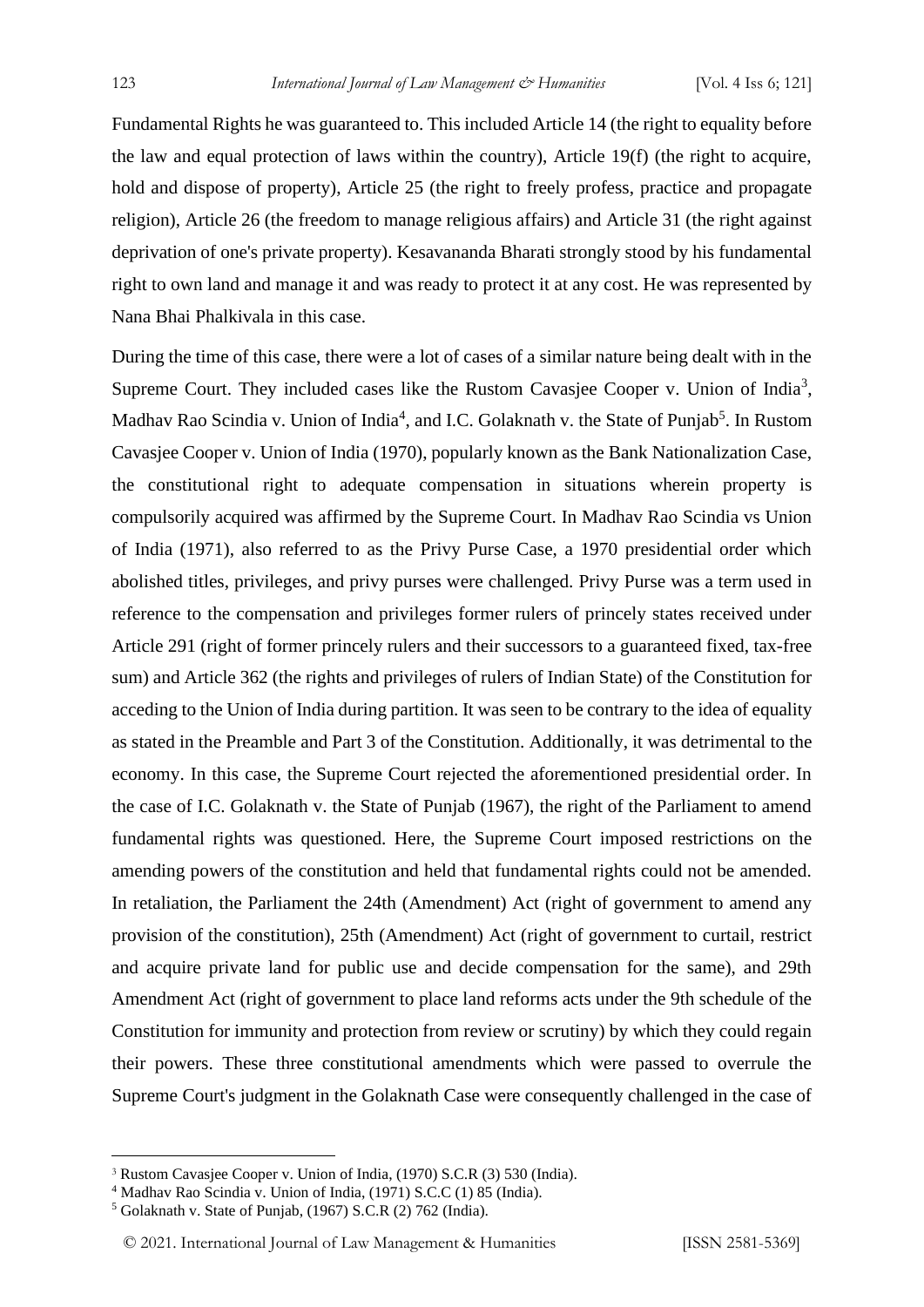Fundamental Rights he was guaranteed to. This included Article 14 (the right to equality before the law and equal protection of laws within the country), Article 19(f) (the right to acquire, hold and dispose of property), Article 25 (the right to freely profess, practice and propagate religion), Article 26 (the freedom to manage religious affairs) and Article 31 (the right against deprivation of one's private property). Kesavananda Bharati strongly stood by his fundamental right to own land and manage it and was ready to protect it at any cost. He was represented by Nana Bhai Phalkivala in this case.

During the time of this case, there were a lot of cases of a similar nature being dealt with in the Supreme Court. They included cases like the Rustom Cavasjee Cooper v. Union of India[3], Madhav Rao Scindia v. Union of India[4], and I.C. Golaknath v. the State of Punjab[5]. In Rustom Cavasjee Cooper v. Union of India (1970), popularly known as the Bank Nationalization Case, the constitutional right to adequate compensation in situations wherein property is compulsorily acquired was affirmed by the Supreme Court. In Madhav Rao Scindia vs Union of India (1971), also referred to as the Privy Purse Case, a 1970 presidential order which abolished titles, privileges, and privy purses were challenged. Privy Purse was a term used in reference to the compensation and privileges former rulers of princely states received under Article 291 (right of former princely rulers and their successors to a guaranteed fixed, tax-free sum) and Article 362 (the rights and privileges of rulers of Indian State) of the Constitution for acceding to the Union of India during partition. It was seen to be contrary to the idea of equality as stated in the Preamble and Part 3 of the Constitution. Additionally, it was detrimental to the economy. In this case, the Supreme Court rejected the aforementioned presidential order. In the case of I.C. Golaknath v. the State of Punjab (1967), the right of the Parliament to amend fundamental rights was questioned. Here, the Supreme Court imposed restrictions on the amending powers of the constitution and held that fundamental rights could not be amended. In retaliation, the Parliament the 24th (Amendment) Act (right of government to amend any provision of the constitution), 25th (Amendment) Act (right of government to curtail, restrict and acquire private land for public use and decide compensation for the same), and 29th Amendment Act (right of government to place land reforms acts under the 9th schedule of the Constitution for immunity and protection from review or scrutiny) by which they could regain their powers. These three constitutional amendments which were passed to overrule the Supreme Court's judgment in the Golaknath Case were consequently challenged in the case of

---

[3] Rustom Cavasjee Cooper v. Union of India, (1970) S.C.R (3) 530 (India).

[4] Madhav Rao Scindia v. Union of India, (1971) S.C.C (1) 85 (India).

[5] Golaknath v. State of Punjab, (1967) S.C.R (2) 762 (India).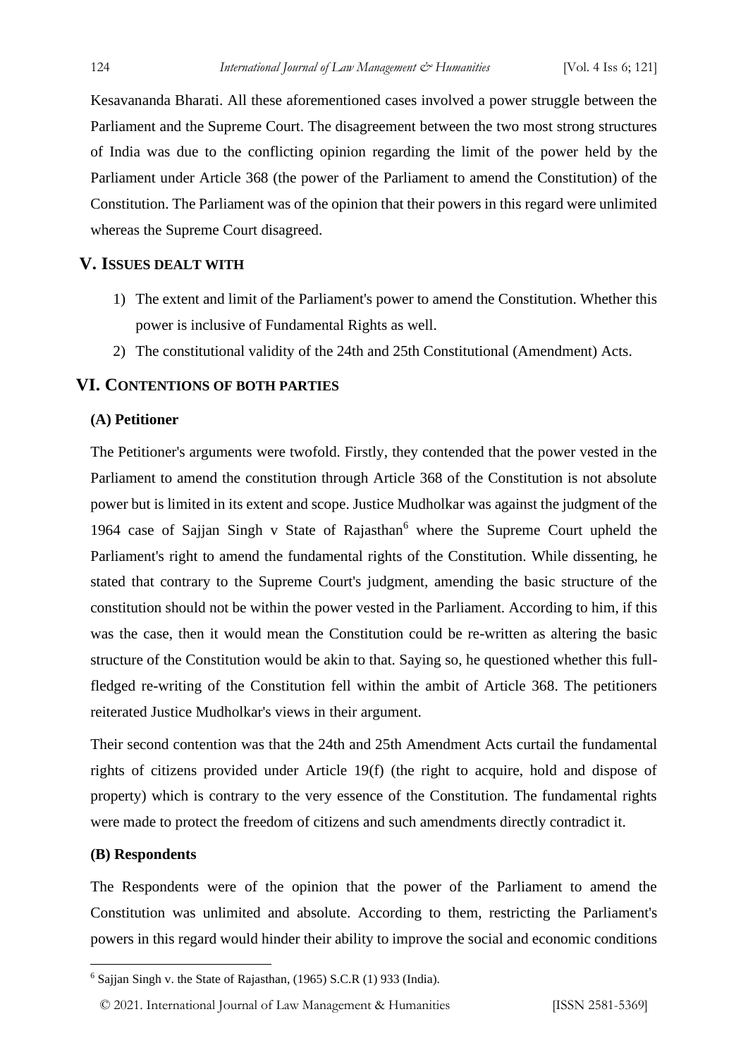Kesavananda Bharati. All these aforementioned cases involved a power struggle between the Parliament and the Supreme Court. The disagreement between the two most strong structures of India was due to the conflicting opinion regarding the limit of the power held by the Parliament under Article 368 (the power of the Parliament to amend the Constitution) of the Constitution. The Parliament was of the opinion that their powers in this regard were unlimited whereas the Supreme Court disagreed.

## V. Issues dealt with

1) The extent and limit of the Parliament's power to amend the Constitution. Whether this power is inclusive of Fundamental Rights as well.
2) The constitutional validity of the 24th and 25th Constitutional (Amendment) Acts.

## VI. Contentions of both parties

### (A) Petitioner

The Petitioner's arguments were twofold. Firstly, they contended that the power vested in the Parliament to amend the constitution through Article 368 of the Constitution is not absolute power but is limited in its extent and scope. Justice Mudholkar was against the judgment of the 1964 case of Sajjan Singh v State of Rajasthan[6] where the Supreme Court upheld the Parliament's right to amend the fundamental rights of the Constitution. While dissenting, he stated that contrary to the Supreme Court's judgment, amending the basic structure of the constitution should not be within the power vested in the Parliament. According to him, if this was the case, then it would mean the Constitution could be re-written as altering the basic structure of the Constitution would be akin to that. Saying so, he questioned whether this full-fledged re-writing of the Constitution fell within the ambit of Article 368. The petitioners reiterated Justice Mudholkar's views in their argument.

Their second contention was that the 24th and 25th Amendment Acts curtail the fundamental rights of citizens provided under Article 19(f) (the right to acquire, hold and dispose of property) which is contrary to the very essence of the Constitution. The fundamental rights were made to protect the freedom of citizens and such amendments directly contradict it.

### (B) Respondents

The Respondents were of the opinion that the power of the Parliament to amend the Constitution was unlimited and absolute. According to them, restricting the Parliament's powers in this regard would hinder their ability to improve the social and economic conditions

---

[6] Sajjan Singh v. the State of Rajasthan, (1965) S.C.R (1) 933 (India).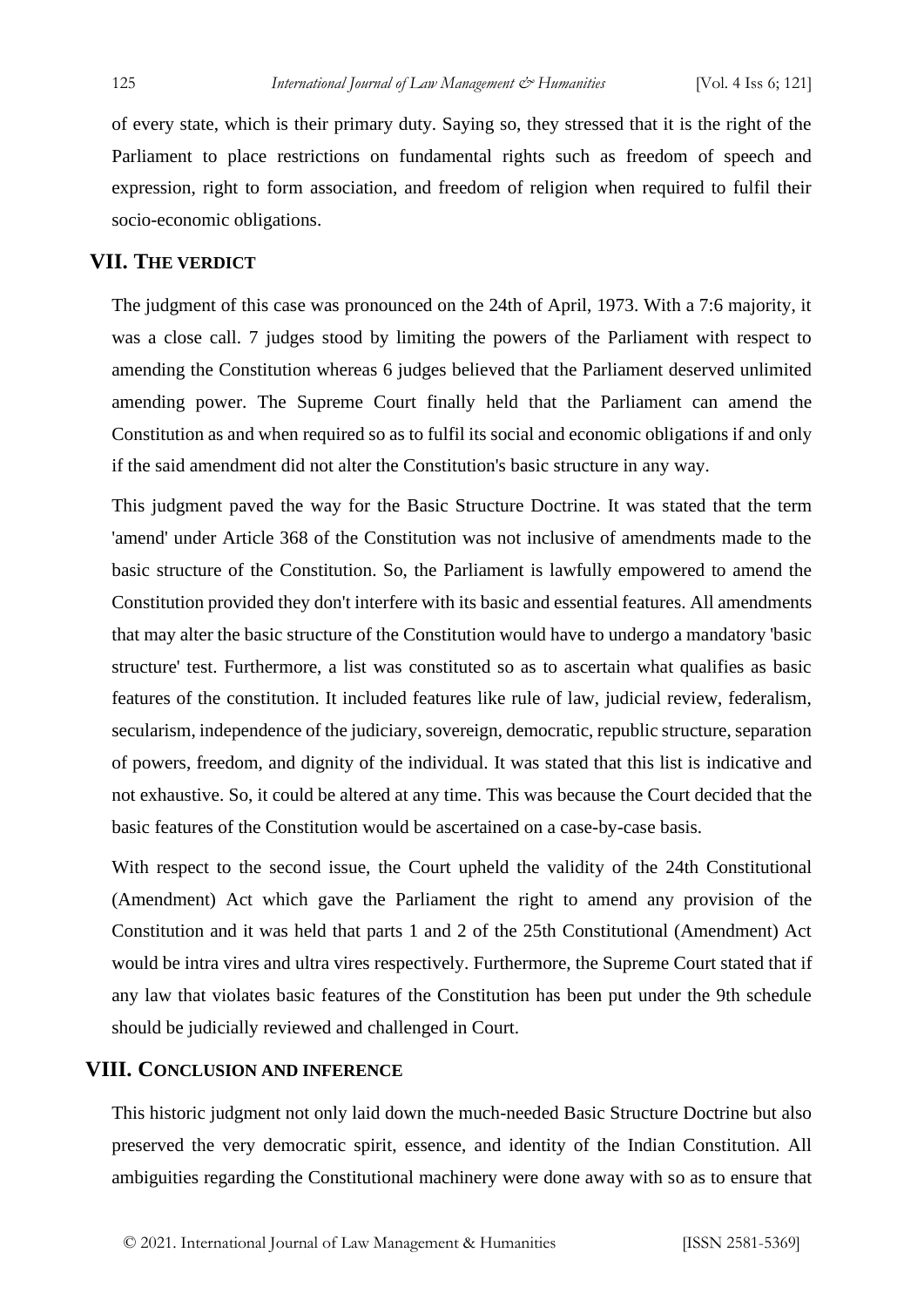of every state, which is their primary duty. Saying so, they stressed that it is the right of the Parliament to place restrictions on fundamental rights such as freedom of speech and expression, right to form association, and freedom of religion when required to fulfil their socio-economic obligations.

## VII. The Verdict

The judgment of this case was pronounced on the 24th of April, 1973. With a 7:6 majority, it was a close call. 7 judges stood by limiting the powers of the Parliament with respect to amending the Constitution whereas 6 judges believed that the Parliament deserved unlimited amending power. The Supreme Court finally held that the Parliament can amend the Constitution as and when required so as to fulfil its social and economic obligations if and only if the said amendment did not alter the Constitution's basic structure in any way.

This judgment paved the way for the Basic Structure Doctrine. It was stated that the term 'amend' under Article 368 of the Constitution was not inclusive of amendments made to the basic structure of the Constitution. So, the Parliament is lawfully empowered to amend the Constitution provided they don't interfere with its basic and essential features. All amendments that may alter the basic structure of the Constitution would have to undergo a mandatory 'basic structure' test. Furthermore, a list was constituted so as to ascertain what qualifies as basic features of the constitution. It included features like rule of law, judicial review, federalism, secularism, independence of the judiciary, sovereign, democratic, republic structure, separation of powers, freedom, and dignity of the individual. It was stated that this list is indicative and not exhaustive. So, it could be altered at any time. This was because the Court decided that the basic features of the Constitution would be ascertained on a case-by-case basis.

With respect to the second issue, the Court upheld the validity of the 24th Constitutional (Amendment) Act which gave the Parliament the right to amend any provision of the Constitution and it was held that parts 1 and 2 of the 25th Constitutional (Amendment) Act would be intra vires and ultra vires respectively. Furthermore, the Supreme Court stated that if any law that violates basic features of the Constitution has been put under the 9th schedule should be judicially reviewed and challenged in Court.

## VIII. Conclusion and Inference

This historic judgment not only laid down the much-needed Basic Structure Doctrine but also preserved the very democratic spirit, essence, and identity of the Indian Constitution. All ambiguities regarding the Constitutional machinery were done away with so as to ensure that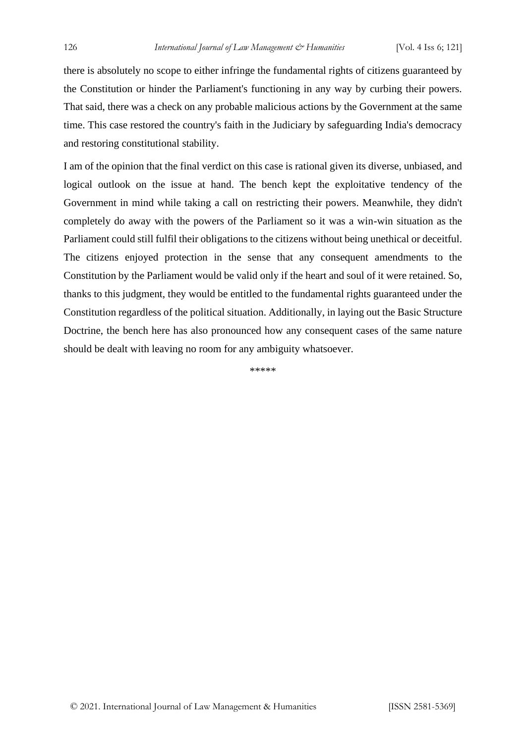there is absolutely no scope to either infringe the fundamental rights of citizens guaranteed by the Constitution or hinder the Parliament's functioning in any way by curbing their powers. That said, there was a check on any probable malicious actions by the Government at the same time. This case restored the country's faith in the Judiciary by safeguarding India's democracy and restoring constitutional stability.

I am of the opinion that the final verdict on this case is rational given its diverse, unbiased, and logical outlook on the issue at hand. The bench kept the exploitative tendency of the Government in mind while taking a call on restricting their powers. Meanwhile, they didn't completely do away with the powers of the Parliament so it was a win-win situation as the Parliament could still fulfil their obligations to the citizens without being unethical or deceitful. The citizens enjoyed protection in the sense that any consequent amendments to the Constitution by the Parliament would be valid only if the heart and soul of it were retained. So, thanks to this judgment, they would be entitled to the fundamental rights guaranteed under the Constitution regardless of the political situation. Additionally, in laying out the Basic Structure Doctrine, the bench here has also pronounced how any consequent cases of the same nature should be dealt with leaving no room for any ambiguity whatsoever.

*****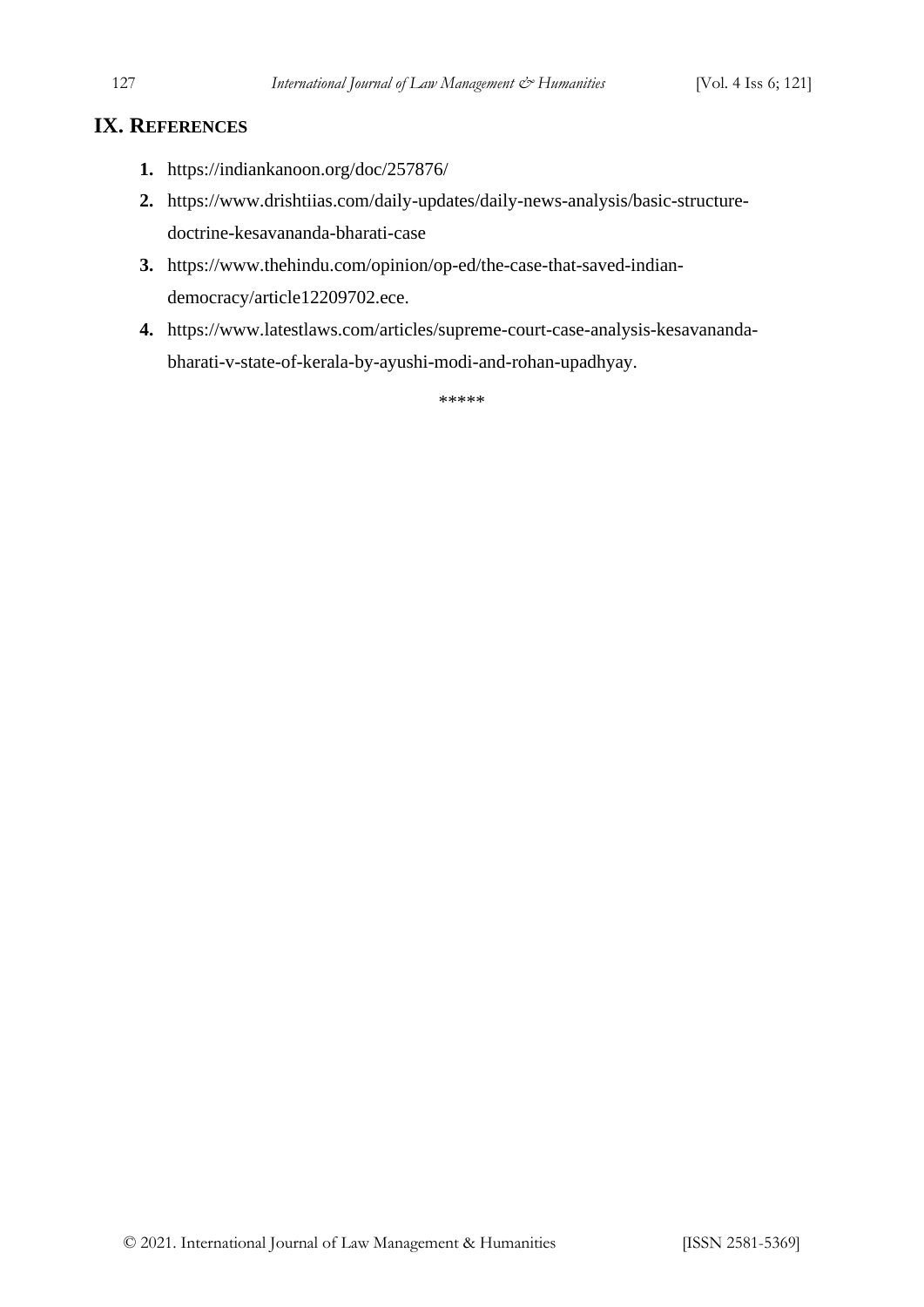## IX. References

1. https://indiankanoon.org/doc/257876/
2. https://www.drishtiias.com/daily-updates/daily-news-analysis/basic-structure-doctrine-kesavananda-bharati-case
3. https://www.thehindu.com/opinion/op-ed/the-case-that-saved-indian-democracy/article12209702.ece.
4. https://www.latestlaws.com/articles/supreme-court-case-analysis-kesavananda-bharati-v-state-of-kerala-by-ayushi-modi-and-rohan-upadhyay.

*****